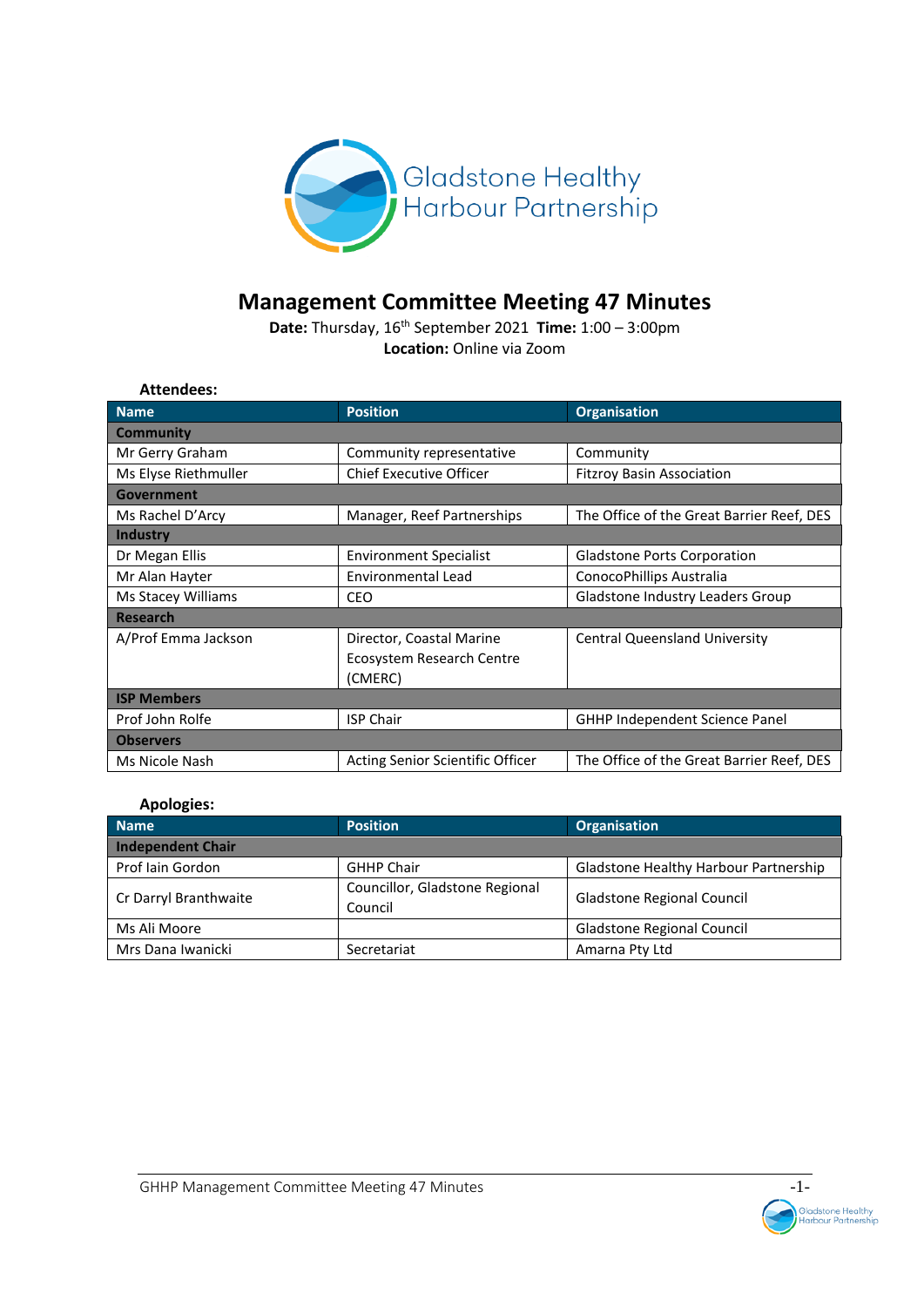Gladstone Healthy Harbour Partnership

# Management Committee Meeting 47 Minutes

**Date:** Thursday, 16th September 2021 **Time:** 1:00 – 3:00pm
**Location:** Online via Zoom

**Attendees:**

| Name | Position | Organisation |
| --- | --- | --- |
| **Community** | | |
| Mr Gerry Graham | Community representative | Community |
| Ms Elyse Riethmuller | Chief Executive Officer | Fitzroy Basin Association |
| **Government** | | |
| Ms Rachel D'Arcy | Manager, Reef Partnerships | The Office of the Great Barrier Reef, DES |
| **Industry** | | |
| Dr Megan Ellis | Environment Specialist | Gladstone Ports Corporation |
| Mr Alan Hayter | Environmental Lead | ConocoPhillips Australia |
| Ms Stacey Williams | CEO | Gladstone Industry Leaders Group |
| **Research** | | |
| A/Prof Emma Jackson | Director, Coastal Marine Ecosystem Research Centre (CMERC) | Central Queensland University |
| **ISP Members** | | |
| Prof John Rolfe | ISP Chair | GHHP Independent Science Panel |
| **Observers** | | |
| Ms Nicole Nash | Acting Senior Scientific Officer | The Office of the Great Barrier Reef, DES |

**Apologies:**

| Name | Position | Organisation |
| --- | --- | --- |
| **Independent Chair** | | |
| Prof Iain Gordon | GHHP Chair | Gladstone Healthy Harbour Partnership |
| Cr Darryl Branthwaite | Councillor, Gladstone Regional Council | Gladstone Regional Council |
| Ms Ali Moore | | Gladstone Regional Council |
| Mrs Dana Iwanicki | Secretariat | Amarna Pty Ltd |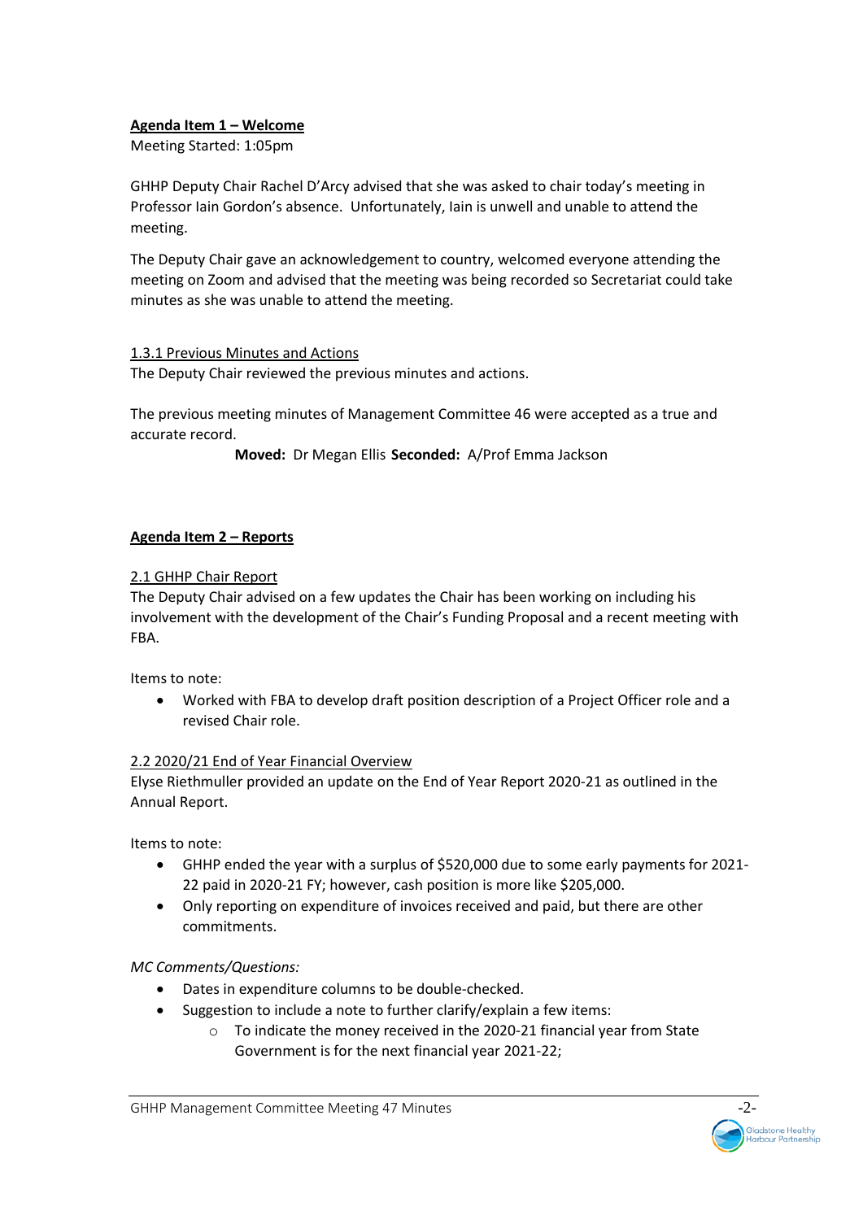**Agenda Item 1 – Welcome**

Meeting Started: 1:05pm

GHHP Deputy Chair Rachel D'Arcy advised that she was asked to chair today's meeting in Professor Iain Gordon's absence. Unfortunately, Iain is unwell and unable to attend the meeting.

The Deputy Chair gave an acknowledgement to country, welcomed everyone attending the meeting on Zoom and advised that the meeting was being recorded so Secretariat could take minutes as she was unable to attend the meeting.

1.3.1 Previous Minutes and Actions

The Deputy Chair reviewed the previous minutes and actions.

The previous meeting minutes of Management Committee 46 were accepted as a true and accurate record.

**Moved:** Dr Megan Ellis **Seconded:** A/Prof Emma Jackson

**Agenda Item 2 – Reports**

2.1 GHHP Chair Report

The Deputy Chair advised on a few updates the Chair has been working on including his involvement with the development of the Chair's Funding Proposal and a recent meeting with FBA.

Items to note:

- Worked with FBA to develop draft position description of a Project Officer role and a revised Chair role.

2.2 2020/21 End of Year Financial Overview

Elyse Riethmuller provided an update on the End of Year Report 2020-21 as outlined in the Annual Report.

Items to note:

- GHHP ended the year with a surplus of $520,000 due to some early payments for 2021-22 paid in 2020-21 FY; however, cash position is more like $205,000.
- Only reporting on expenditure of invoices received and paid, but there are other commitments.

*MC Comments/Questions:*

- Dates in expenditure columns to be double-checked.
- Suggestion to include a note to further clarify/explain a few items:
  - To indicate the money received in the 2020-21 financial year from State Government is for the next financial year 2021-22;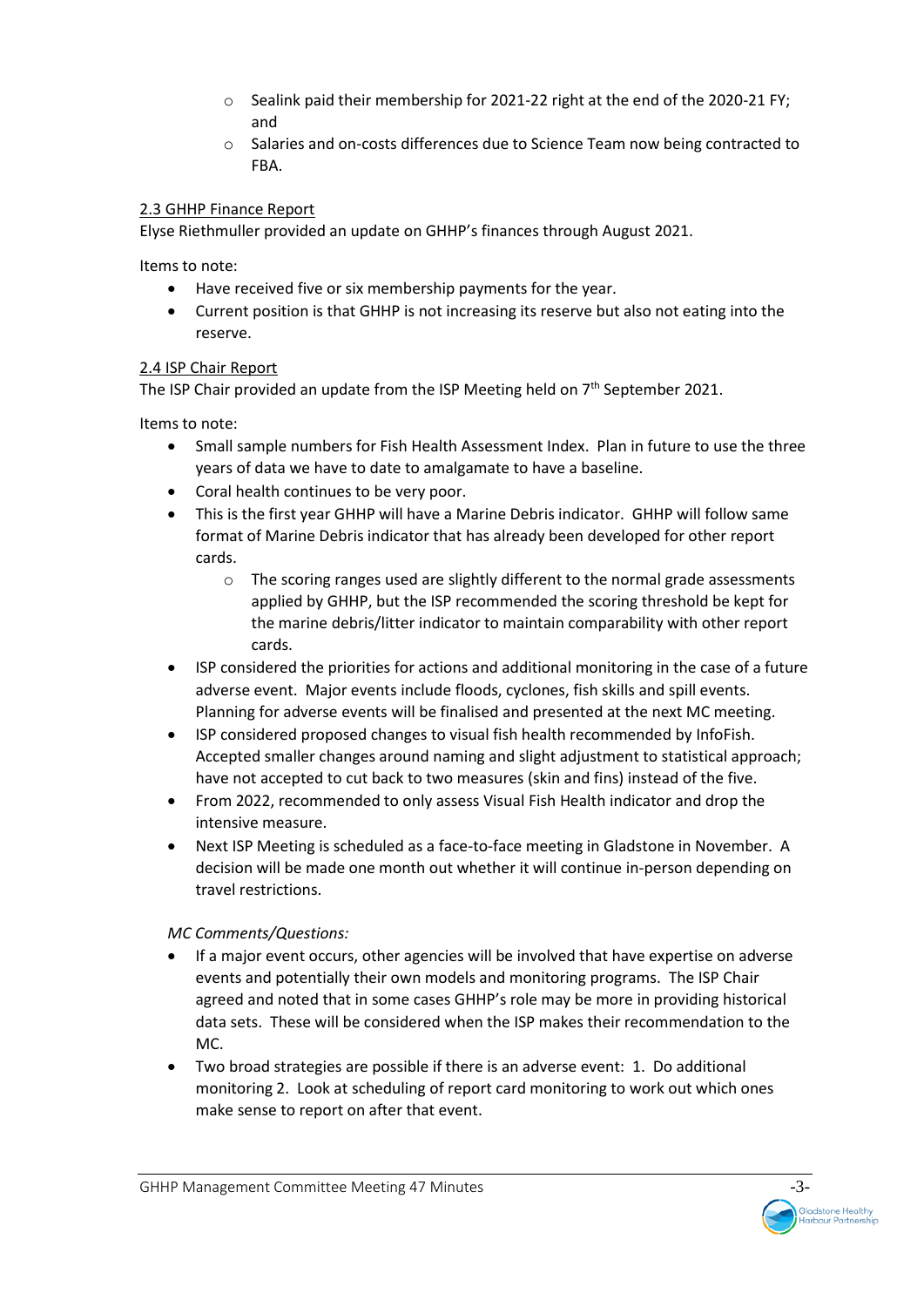- Sealink paid their membership for 2021-22 right at the end of the 2020-21 FY; and
  - Salaries and on-costs differences due to Science Team now being contracted to FBA.

<u>2.3 GHHP Finance Report</u>

Elyse Riethmuller provided an update on GHHP's finances through August 2021.

Items to note:

- Have received five or six membership payments for the year.
- Current position is that GHHP is not increasing its reserve but also not eating into the reserve.

<u>2.4 ISP Chair Report</u>

The ISP Chair provided an update from the ISP Meeting held on 7th September 2021.

Items to note:

- Small sample numbers for Fish Health Assessment Index. Plan in future to use the three years of data we have to date to amalgamate to have a baseline.
- Coral health continues to be very poor.
- This is the first year GHHP will have a Marine Debris indicator. GHHP will follow same format of Marine Debris indicator that has already been developed for other report cards.
  - The scoring ranges used are slightly different to the normal grade assessments applied by GHHP, but the ISP recommended the scoring threshold be kept for the marine debris/litter indicator to maintain comparability with other report cards.
- ISP considered the priorities for actions and additional monitoring in the case of a future adverse event. Major events include floods, cyclones, fish skills and spill events. Planning for adverse events will be finalised and presented at the next MC meeting.
- ISP considered proposed changes to visual fish health recommended by InfoFish. Accepted smaller changes around naming and slight adjustment to statistical approach; have not accepted to cut back to two measures (skin and fins) instead of the five.
- From 2022, recommended to only assess Visual Fish Health indicator and drop the intensive measure.
- Next ISP Meeting is scheduled as a face-to-face meeting in Gladstone in November. A decision will be made one month out whether it will continue in-person depending on travel restrictions.

*MC Comments/Questions:*

- If a major event occurs, other agencies will be involved that have expertise on adverse events and potentially their own models and monitoring programs. The ISP Chair agreed and noted that in some cases GHHP's role may be more in providing historical data sets. These will be considered when the ISP makes their recommendation to the MC.
- Two broad strategies are possible if there is an adverse event: 1. Do additional monitoring 2. Look at scheduling of report card monitoring to work out which ones make sense to report on after that event.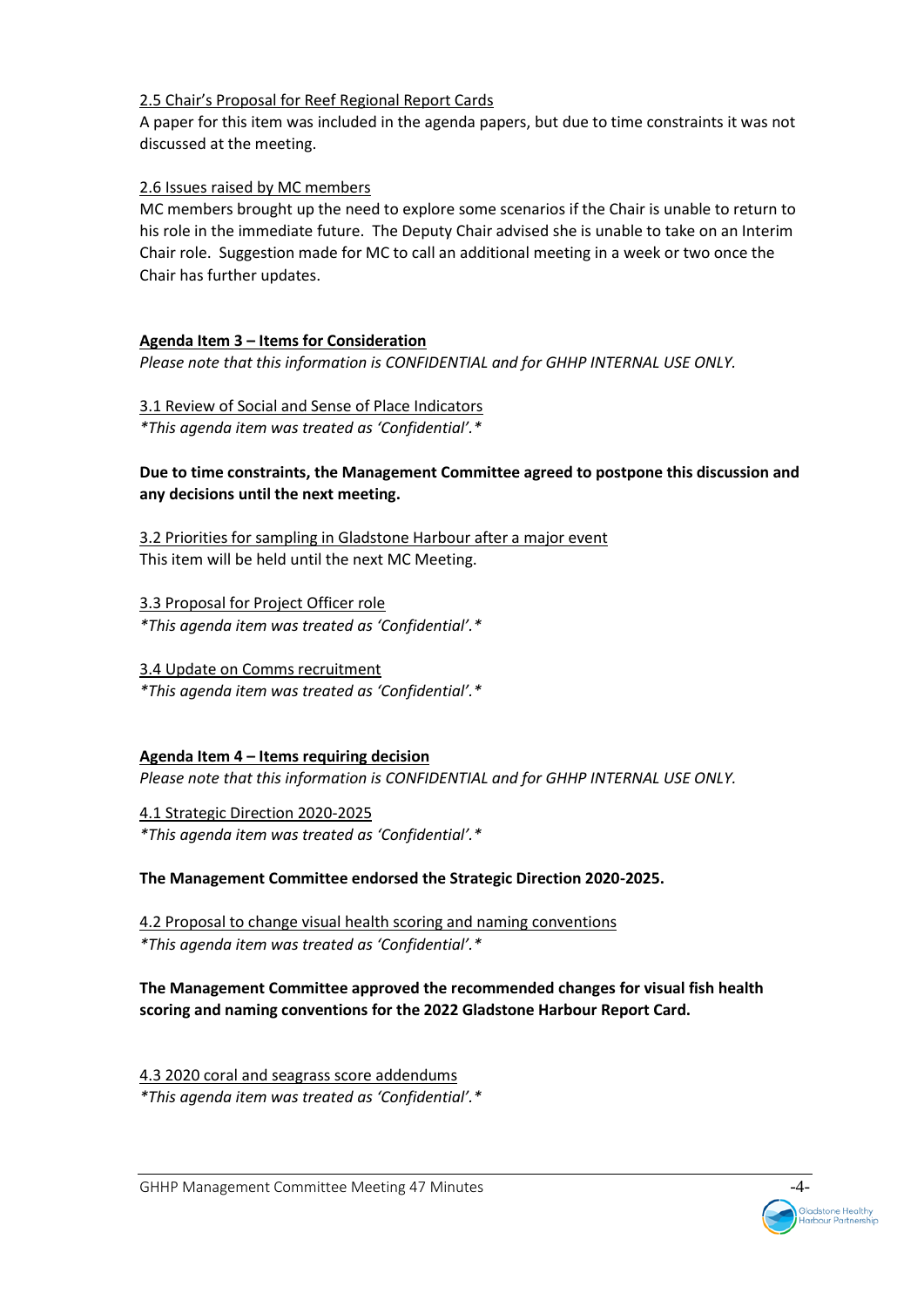2.5 Chair's Proposal for Reef Regional Report Cards

A paper for this item was included in the agenda papers, but due to time constraints it was not discussed at the meeting.

2.6 Issues raised by MC members

MC members brought up the need to explore some scenarios if the Chair is unable to return to his role in the immediate future. The Deputy Chair advised she is unable to take on an Interim Chair role. Suggestion made for MC to call an additional meeting in a week or two once the Chair has further updates.

**Agenda Item 3 – Items for Consideration**

*Please note that this information is CONFIDENTIAL and for GHHP INTERNAL USE ONLY.*

3.1 Review of Social and Sense of Place Indicators

*\*This agenda item was treated as 'Confidential'.\**

**Due to time constraints, the Management Committee agreed to postpone this discussion and any decisions until the next meeting.**

3.2 Priorities for sampling in Gladstone Harbour after a major event

This item will be held until the next MC Meeting.

3.3 Proposal for Project Officer role

*\*This agenda item was treated as 'Confidential'.\**

3.4 Update on Comms recruitment

*\*This agenda item was treated as 'Confidential'.\**

**Agenda Item 4 – Items requiring decision**

*Please note that this information is CONFIDENTIAL and for GHHP INTERNAL USE ONLY.*

4.1 Strategic Direction 2020-2025

*\*This agenda item was treated as 'Confidential'.\**

**The Management Committee endorsed the Strategic Direction 2020-2025.**

4.2 Proposal to change visual health scoring and naming conventions

*\*This agenda item was treated as 'Confidential'.\**

**The Management Committee approved the recommended changes for visual fish health scoring and naming conventions for the 2022 Gladstone Harbour Report Card.**

4.3 2020 coral and seagrass score addendums

*\*This agenda item was treated as 'Confidential'.\**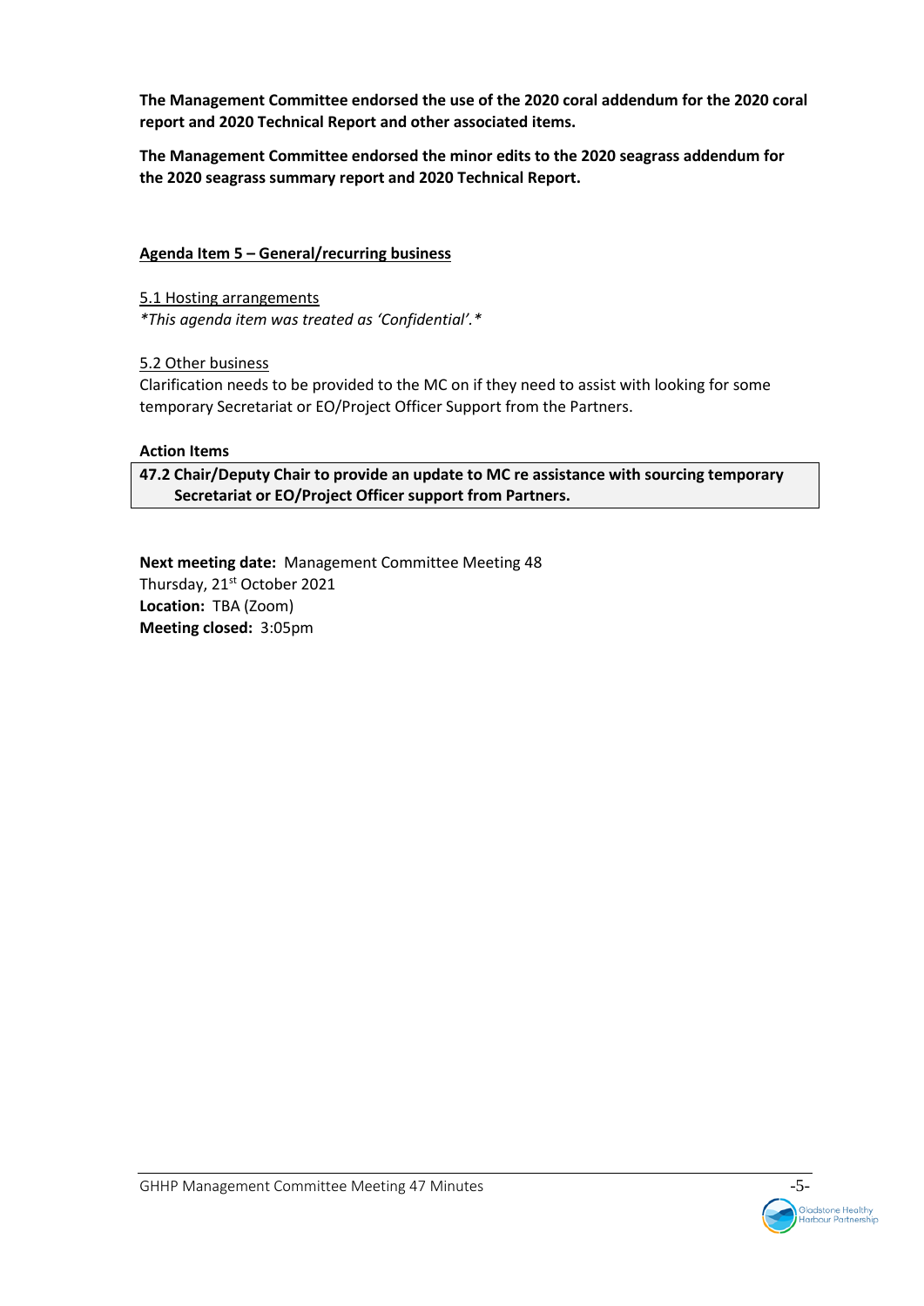**The Management Committee endorsed the use of the 2020 coral addendum for the 2020 coral report and 2020 Technical Report and other associated items.**

**The Management Committee endorsed the minor edits to the 2020 seagrass addendum for the 2020 seagrass summary report and 2020 Technical Report.**

**Agenda Item 5 – General/recurring business**

5.1 Hosting arrangements

*\*This agenda item was treated as 'Confidential'.\**

5.2 Other business

Clarification needs to be provided to the MC on if they need to assist with looking for some temporary Secretariat or EO/Project Officer Support from the Partners.

**Action Items**

| **47.2 Chair/Deputy Chair to provide an update to MC re assistance with sourcing temporary Secretariat or EO/Project Officer support from Partners.** |
|---|

**Next meeting date:** Management Committee Meeting 48

Thursday, 21st October 2021

**Location:** TBA (Zoom)

**Meeting closed:** 3:05pm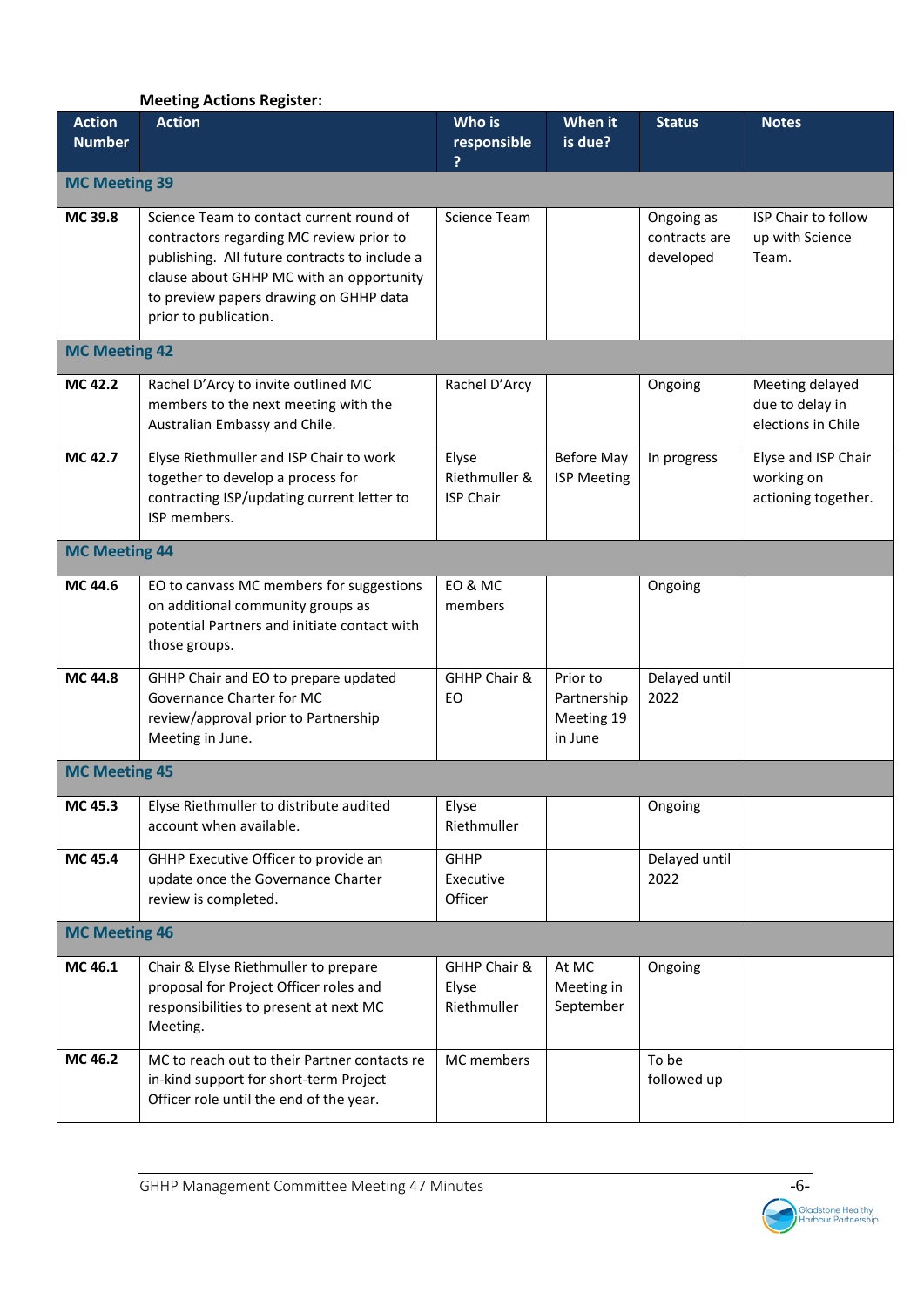**Meeting Actions Register:**

| Action Number | Action | Who is responsible ? | When it is due? | Status | Notes |
|---|---|---|---|---|---|
| **MC Meeting 39** | | | | | |
| **MC 39.8** | Science Team to contact current round of contractors regarding MC review prior to publishing. All future contracts to include a clause about GHHP MC with an opportunity to preview papers drawing on GHHP data prior to publication. | Science Team | | Ongoing as contracts are developed | ISP Chair to follow up with Science Team. |
| **MC Meeting 42** | | | | | |
| **MC 42.2** | Rachel D'Arcy to invite outlined MC members to the next meeting with the Australian Embassy and Chile. | Rachel D'Arcy | | Ongoing | Meeting delayed due to delay in elections in Chile |
| **MC 42.7** | Elyse Riethmuller and ISP Chair to work together to develop a process for contracting ISP/updating current letter to ISP members. | Elyse Riethmuller & ISP Chair | Before May ISP Meeting | In progress | Elyse and ISP Chair working on actioning together. |
| **MC Meeting 44** | | | | | |
| **MC 44.6** | EO to canvass MC members for suggestions on additional community groups as potential Partners and initiate contact with those groups. | EO & MC members | | Ongoing | |
| **MC 44.8** | GHHP Chair and EO to prepare updated Governance Charter for MC review/approval prior to Partnership Meeting in June. | GHHP Chair & EO | Prior to Partnership Meeting 19 in June | Delayed until 2022 | |
| **MC Meeting 45** | | | | | |
| **MC 45.3** | Elyse Riethmuller to distribute audited account when available. | Elyse Riethmuller | | Ongoing | |
| **MC 45.4** | GHHP Executive Officer to provide an update once the Governance Charter review is completed. | GHHP Executive Officer | | Delayed until 2022 | |
| **MC Meeting 46** | | | | | |
| **MC 46.1** | Chair & Elyse Riethmuller to prepare proposal for Project Officer roles and responsibilities to present at next MC Meeting. | GHHP Chair & Elyse Riethmuller | At MC Meeting in September | Ongoing | |
| **MC 46.2** | MC to reach out to their Partner contacts re in-kind support for short-term Project Officer role until the end of the year. | MC members | | To be followed up | |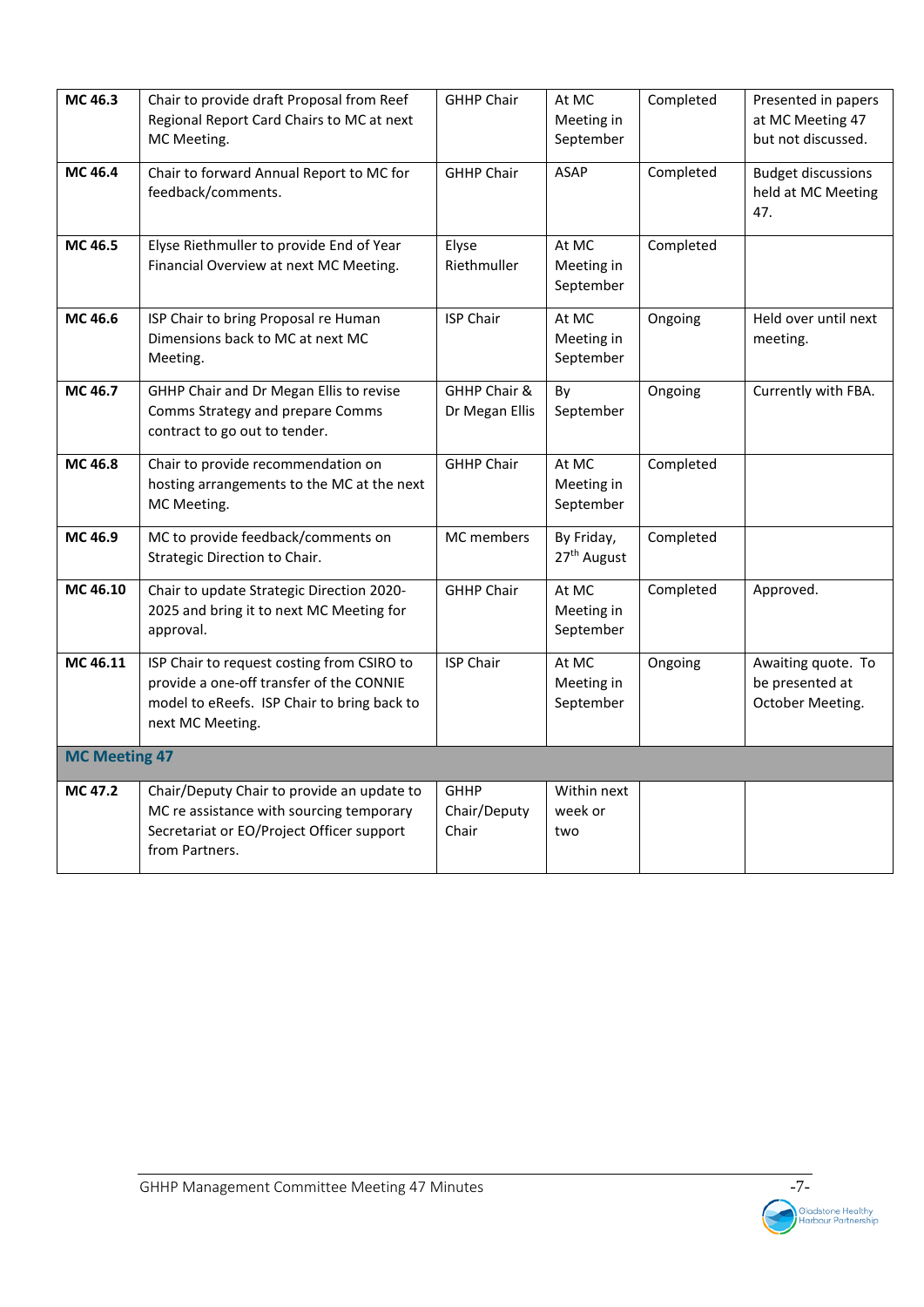| | | | | | |
|---|---|---|---|---|---|
| **MC 46.3** | Chair to provide draft Proposal from Reef Regional Report Card Chairs to MC at next MC Meeting. | GHHP Chair | At MC Meeting in September | Completed | Presented in papers at MC Meeting 47 but not discussed. |
| **MC 46.4** | Chair to forward Annual Report to MC for feedback/comments. | GHHP Chair | ASAP | Completed | Budget discussions held at MC Meeting 47. |
| **MC 46.5** | Elyse Riethmuller to provide End of Year Financial Overview at next MC Meeting. | Elyse Riethmuller | At MC Meeting in September | Completed | |
| **MC 46.6** | ISP Chair to bring Proposal re Human Dimensions back to MC at next MC Meeting. | ISP Chair | At MC Meeting in September | Ongoing | Held over until next meeting. |
| **MC 46.7** | GHHP Chair and Dr Megan Ellis to revise Comms Strategy and prepare Comms contract to go out to tender. | GHHP Chair & Dr Megan Ellis | By September | Ongoing | Currently with FBA. |
| **MC 46.8** | Chair to provide recommendation on hosting arrangements to the MC at the next MC Meeting. | GHHP Chair | At MC Meeting in September | Completed | |
| **MC 46.9** | MC to provide feedback/comments on Strategic Direction to Chair. | MC members | By Friday, 27th August | Completed | |
| **MC 46.10** | Chair to update Strategic Direction 2020-2025 and bring it to next MC Meeting for approval. | GHHP Chair | At MC Meeting in September | Completed | Approved. |
| **MC 46.11** | ISP Chair to request costing from CSIRO to provide a one-off transfer of the CONNIE model to eReefs. ISP Chair to bring back to next MC Meeting. | ISP Chair | At MC Meeting in September | Ongoing | Awaiting quote. To be presented at October Meeting. |
| **MC Meeting 47** | | | | | |
| **MC 47.2** | Chair/Deputy Chair to provide an update to MC re assistance with sourcing temporary Secretariat or EO/Project Officer support from Partners. | GHHP Chair/Deputy Chair | Within next week or two | | |